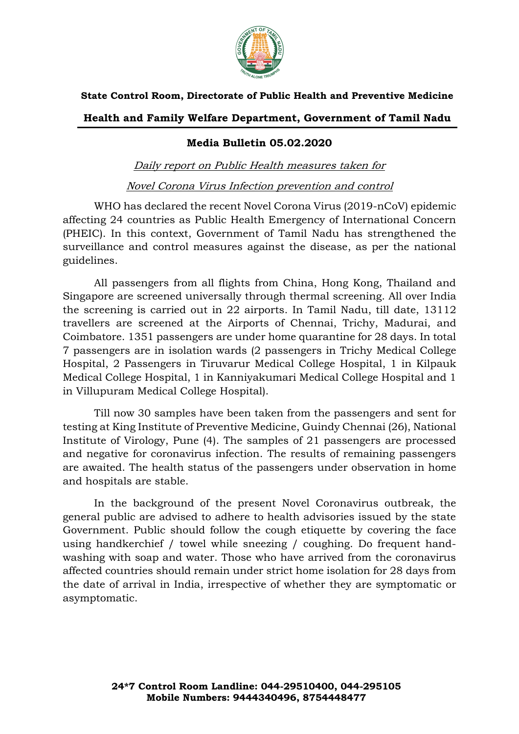**State Control Room, Directorate of Public Health and Preventive Medicine**

**Health and Family Welfare Department, Government of Tamil Nadu**

---

**Media Bulletin 05.02.2020**

*Daily report on Public Health measures taken for*

*Novel Corona Virus Infection prevention and control*

WHO has declared the recent Novel Corona Virus (2019-nCoV) epidemic affecting 24 countries as Public Health Emergency of International Concern (PHEIC). In this context, Government of Tamil Nadu has strengthened the surveillance and control measures against the disease, as per the national guidelines.

All passengers from all flights from China, Hong Kong, Thailand and Singapore are screened universally through thermal screening. All over India the screening is carried out in 22 airports. In Tamil Nadu, till date, 13112 travellers are screened at the Airports of Chennai, Trichy, Madurai, and Coimbatore. 1351 passengers are under home quarantine for 28 days. In total 7 passengers are in isolation wards (2 passengers in Trichy Medical College Hospital, 2 Passengers in Tiruvarur Medical College Hospital, 1 in Kilpauk Medical College Hospital, 1 in Kanniyakumari Medical College Hospital and 1 in Villupuram Medical College Hospital).

Till now 30 samples have been taken from the passengers and sent for testing at King Institute of Preventive Medicine, Guindy Chennai (26), National Institute of Virology, Pune (4). The samples of 21 passengers are processed and negative for coronavirus infection. The results of remaining passengers are awaited. The health status of the passengers under observation in home and hospitals are stable.

In the background of the present Novel Coronavirus outbreak, the general public are advised to adhere to health advisories issued by the state Government. Public should follow the cough etiquette by covering the face using handkerchief / towel while sneezing / coughing. Do frequent hand-washing with soap and water. Those who have arrived from the coronavirus affected countries should remain under strict home isolation for 28 days from the date of arrival in India, irrespective of whether they are symptomatic or asymptomatic.

**24*7 Control Room Landline: 044-29510400, 044-295105**
**Mobile Numbers: 9444340496, 8754448477**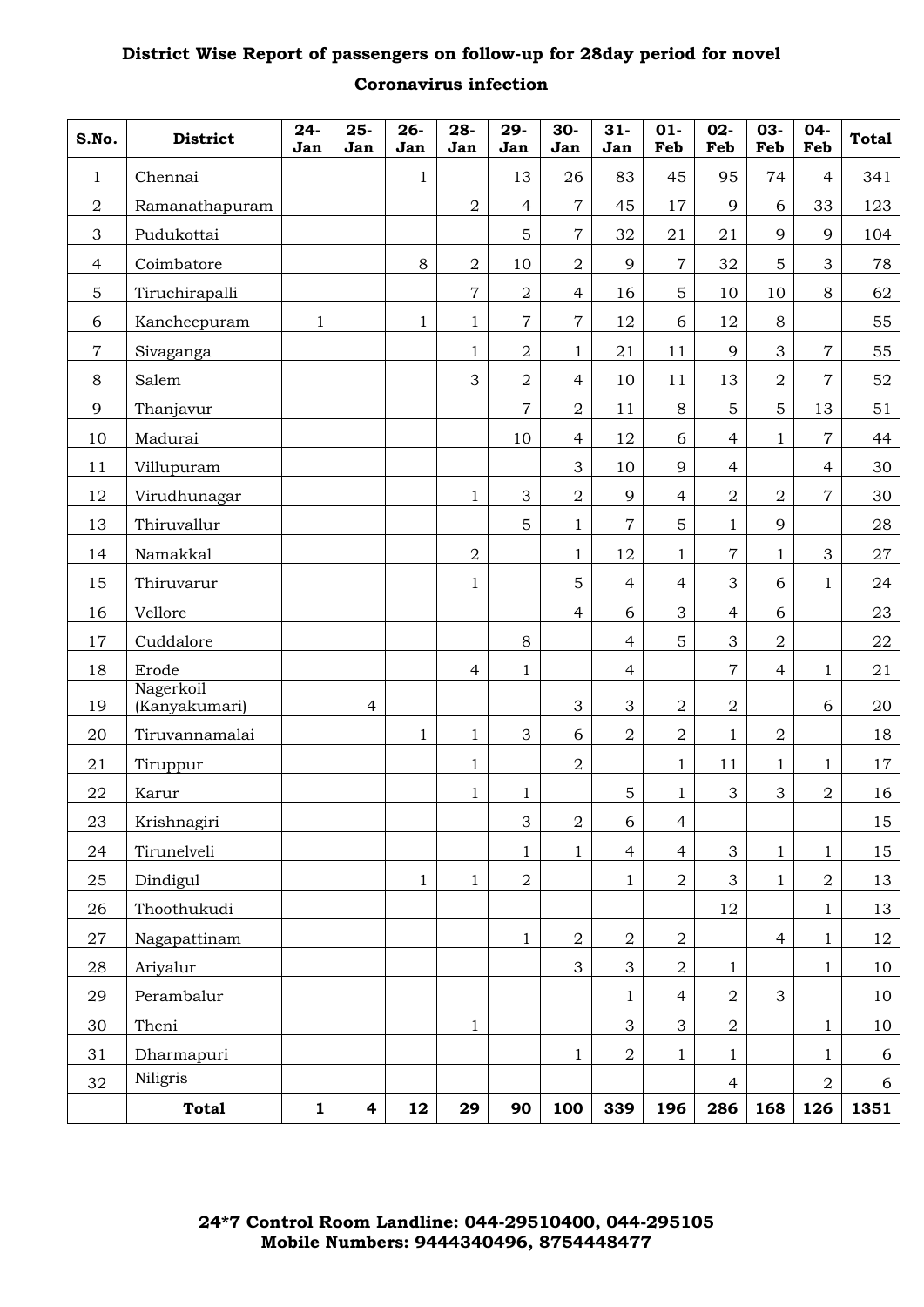# District Wise Report of passengers on follow-up for 28day period for novel Coronavirus infection

| S.No. | District | 24-Jan | 25-Jan | 26-Jan | 28-Jan | 29-Jan | 30-Jan | 31-Jan | 01-Feb | 02-Feb | 03-Feb | 04-Feb | Total |
|---|---|---|---|---|---|---|---|---|---|---|---|---|---|
| 1 | Chennai | | | 1 | | 13 | 26 | 83 | 45 | 95 | 74 | 4 | 341 |
| 2 | Ramanathapuram | | | | 2 | 4 | 7 | 45 | 17 | 9 | 6 | 33 | 123 |
| 3 | Pudukottai | | | | | 5 | 7 | 32 | 21 | 21 | 9 | 9 | 104 |
| 4 | Coimbatore | | | 8 | 2 | 10 | 2 | 9 | 7 | 32 | 5 | 3 | 78 |
| 5 | Tiruchirapalli | | | | 7 | 2 | 4 | 16 | 5 | 10 | 10 | 8 | 62 |
| 6 | Kancheepuram | 1 | | 1 | 1 | 7 | 7 | 12 | 6 | 12 | 8 | | 55 |
| 7 | Sivaganga | | | | 1 | 2 | 1 | 21 | 11 | 9 | 3 | 7 | 55 |
| 8 | Salem | | | | 3 | 2 | 4 | 10 | 11 | 13 | 2 | 7 | 52 |
| 9 | Thanjavur | | | | | 7 | 2 | 11 | 8 | 5 | 5 | 13 | 51 |
| 10 | Madurai | | | | | 10 | 4 | 12 | 6 | 4 | 1 | 7 | 44 |
| 11 | Villupuram | | | | | | 3 | 10 | 9 | 4 | | 4 | 30 |
| 12 | Virudhunagar | | | | 1 | 3 | 2 | 9 | 4 | 2 | 2 | 7 | 30 |
| 13 | Thiruvallur | | | | | 5 | 1 | 7 | 5 | 1 | 9 | | 28 |
| 14 | Namakkal | | | | 2 | | 1 | 12 | 1 | 7 | 1 | 3 | 27 |
| 15 | Thiruvarur | | | | 1 | | 5 | 4 | 4 | 3 | 6 | 1 | 24 |
| 16 | Vellore | | | | | | 4 | 6 | 3 | 4 | 6 | | 23 |
| 17 | Cuddalore | | | | | 8 | | 4 | 5 | 3 | 2 | | 22 |
| 18 | Erode | | | | 4 | 1 | | 4 | | 7 | 4 | 1 | 21 |
| 19 | Nagerkoil (Kanyakumari) | | 4 | | | | 3 | 3 | 2 | 2 | | 6 | 20 |
| 20 | Tiruvannamalai | | | 1 | 1 | 3 | 6 | 2 | 2 | 1 | 2 | | 18 |
| 21 | Tiruppur | | | | 1 | | 2 | | 1 | 11 | 1 | 1 | 17 |
| 22 | Karur | | | | 1 | 1 | | 5 | 1 | 3 | 3 | 2 | 16 |
| 23 | Krishnagiri | | | | | 3 | 2 | 6 | 4 | | | | 15 |
| 24 | Tirunelveli | | | | | 1 | 1 | 4 | 4 | 3 | 1 | 1 | 15 |
| 25 | Dindigul | | | 1 | 1 | 2 | | 1 | 2 | 3 | 1 | 2 | 13 |
| 26 | Thoothukudi | | | | | | | | | 12 | | 1 | 13 |
| 27 | Nagapattinam | | | | | 1 | 2 | 2 | 2 | | 4 | 1 | 12 |
| 28 | Ariyalur | | | | | | 3 | 3 | 2 | 1 | | 1 | 10 |
| 29 | Perambalur | | | | | | | 1 | 4 | 2 | 3 | | 10 |
| 30 | Theni | | | | 1 | | | 3 | 3 | 2 | | 1 | 10 |
| 31 | Dharmapuri | | | | | | 1 | 2 | 1 | 1 | | 1 | 6 |
| 32 | Niligris | | | | | | | | | 4 | | 2 | 6 |
| | **Total** | **1** | **4** | **12** | **29** | **90** | **100** | **339** | **196** | **286** | **168** | **126** | **1351** |

**24*7 Control Room Landline: 044-29510400, 044-295105**
**Mobile Numbers: 9444340496, 8754448477**